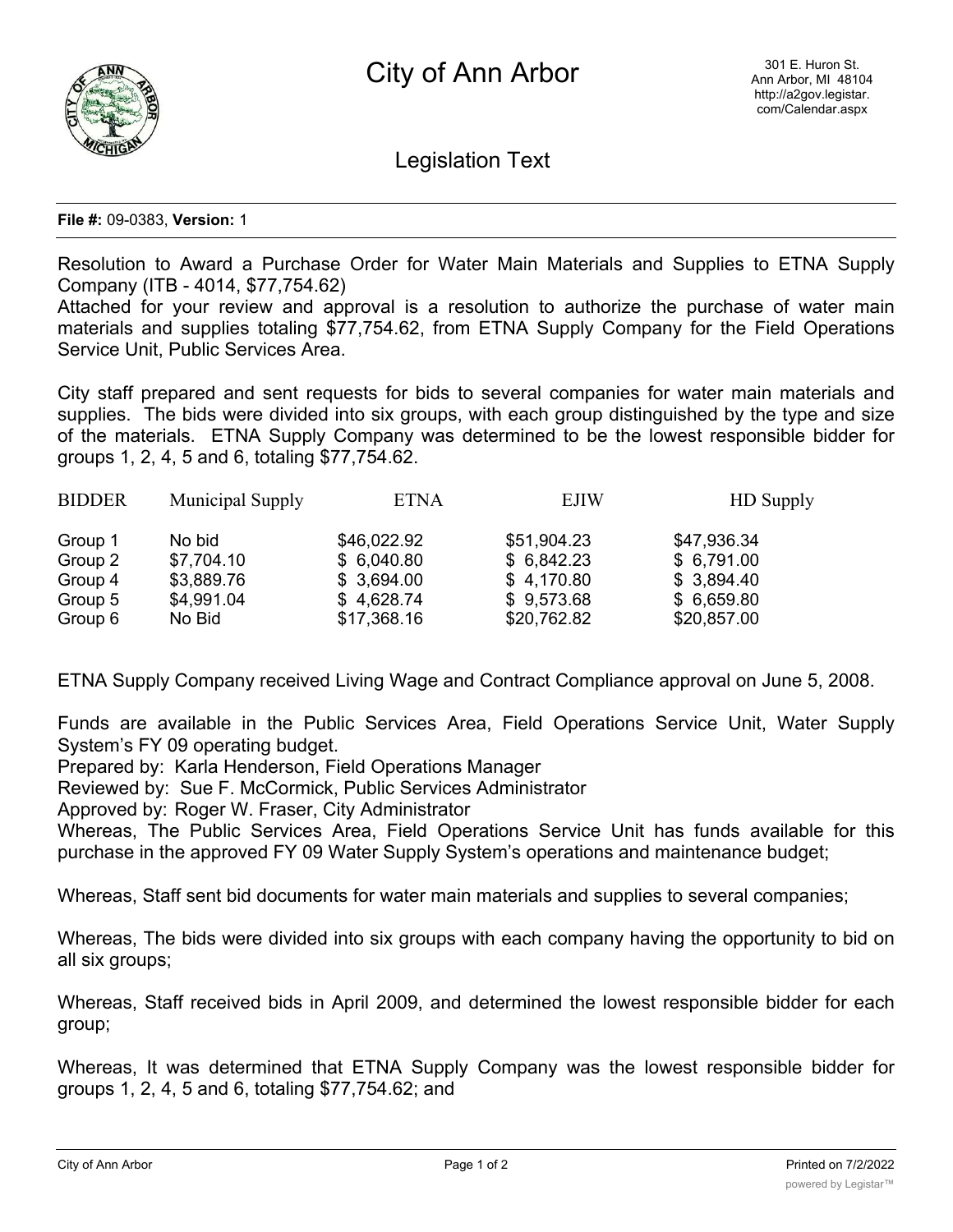# City of Ann Arbor

301 E. Huron St.
Ann Arbor, MI 48104
http://a2gov.legistar.com/Calendar.aspx

## Legislation Text

**File #:** 09-0383, **Version:** 1

Resolution to Award a Purchase Order for Water Main Materials and Supplies to ETNA Supply Company (ITB - 4014, $77,754.62)

Attached for your review and approval is a resolution to authorize the purchase of water main materials and supplies totaling $77,754.62, from ETNA Supply Company for the Field Operations Service Unit, Public Services Area.

City staff prepared and sent requests for bids to several companies for water main materials and supplies. The bids were divided into six groups, with each group distinguished by the type and size of the materials. ETNA Supply Company was determined to be the lowest responsible bidder for groups 1, 2, 4, 5 and 6, totaling $77,754.62.

| BIDDER | Municipal Supply | ETNA | EJIW | HD Supply |
|---|---|---|---|---|
| Group 1 | No bid | $46,022.92 | $51,904.23 | $47,936.34 |
| Group 2 | $7,704.10 | $ 6,040.80 | $ 6,842.23 | $ 6,791.00 |
| Group 4 | $3,889.76 | $ 3,694.00 | $ 4,170.80 | $ 3,894.40 |
| Group 5 | $4,991.04 | $ 4,628.74 | $ 9,573.68 | $ 6,659.80 |
| Group 6 | No Bid | $17,368.16 | $20,762.82 | $20,857.00 |

ETNA Supply Company received Living Wage and Contract Compliance approval on June 5, 2008.

Funds are available in the Public Services Area, Field Operations Service Unit, Water Supply System's FY 09 operating budget.

Prepared by: Karla Henderson, Field Operations Manager

Reviewed by: Sue F. McCormick, Public Services Administrator

Approved by: Roger W. Fraser, City Administrator

Whereas, The Public Services Area, Field Operations Service Unit has funds available for this purchase in the approved FY 09 Water Supply System's operations and maintenance budget;

Whereas, Staff sent bid documents for water main materials and supplies to several companies;

Whereas, The bids were divided into six groups with each company having the opportunity to bid on all six groups;

Whereas, Staff received bids in April 2009, and determined the lowest responsible bidder for each group;

Whereas, It was determined that ETNA Supply Company was the lowest responsible bidder for groups 1, 2, 4, 5 and 6, totaling $77,754.62; and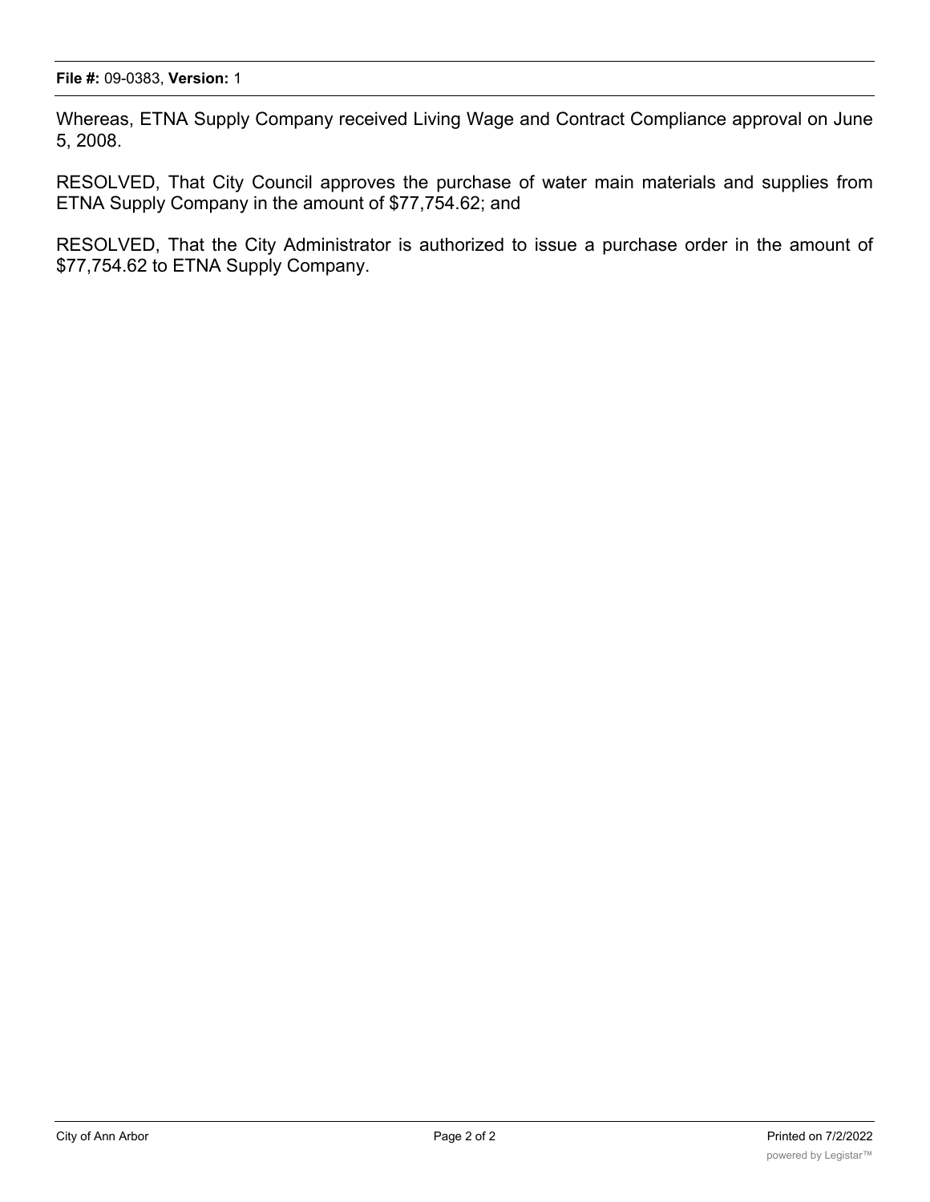Whereas, ETNA Supply Company received Living Wage and Contract Compliance approval on June 5, 2008.

RESOLVED, That City Council approves the purchase of water main materials and supplies from ETNA Supply Company in the amount of $77,754.62; and

RESOLVED, That the City Administrator is authorized to issue a purchase order in the amount of $77,754.62 to ETNA Supply Company.